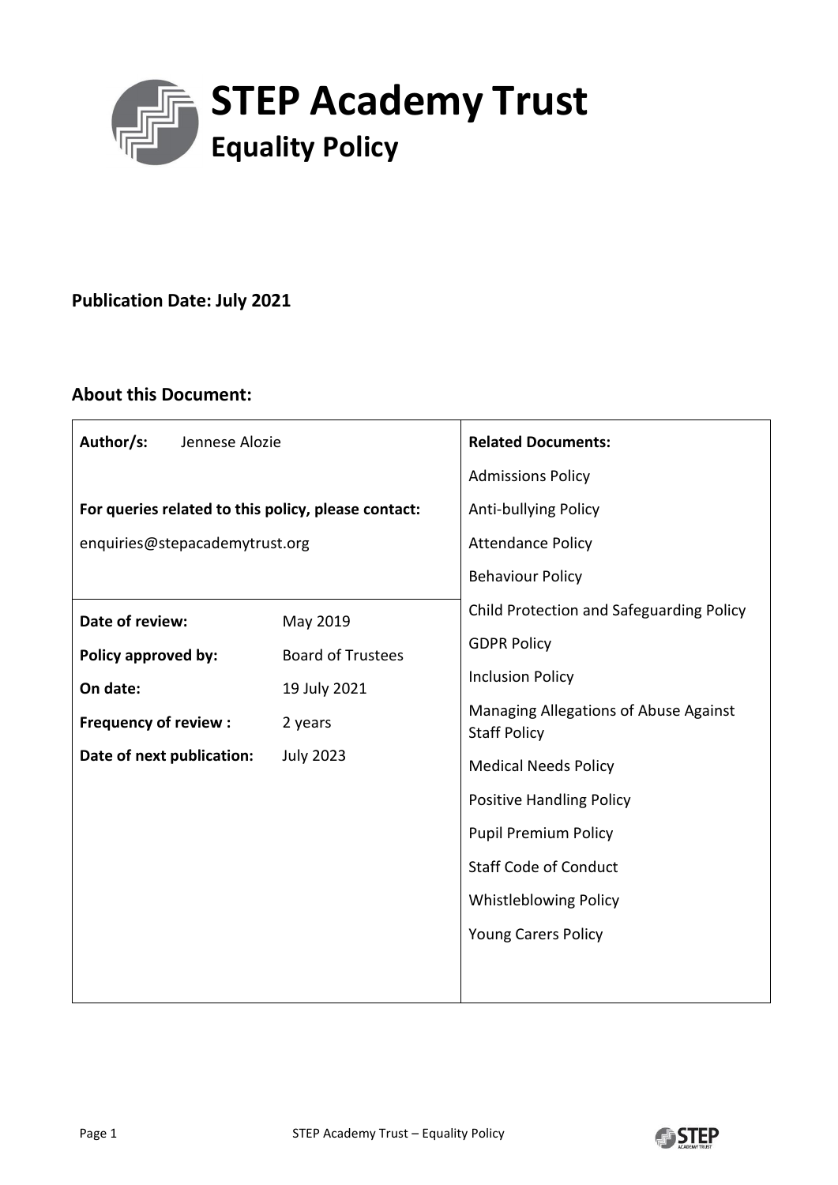# STEP Academy Trust

## Equality Policy

**Publication Date: July 2021**

### About this Document:

| **Author/s:** Jennese Alozie<br><br>**For queries related to this policy, please contact:**<br>enquiries@stepacademytrust.org | | **Related Documents:**<br>Admissions Policy<br>Anti-bullying Policy<br>Attendance Policy<br>Behaviour Policy<br>Child Protection and Safeguarding Policy<br>GDPR Policy<br>Inclusion Policy<br>Managing Allegations of Abuse Against Staff Policy<br>Medical Needs Policy<br>Positive Handling Policy<br>Pupil Premium Policy<br>Staff Code of Conduct<br>Whistleblowing Policy<br>Young Carers Policy |
|---|---|---|
| **Date of review:** | May 2019 | |
| **Policy approved by:** | Board of Trustees | |
| **On date:** | 19 July 2021 | |
| **Frequency of review :** | 2 years | |
| **Date of next publication:** | July 2023 | |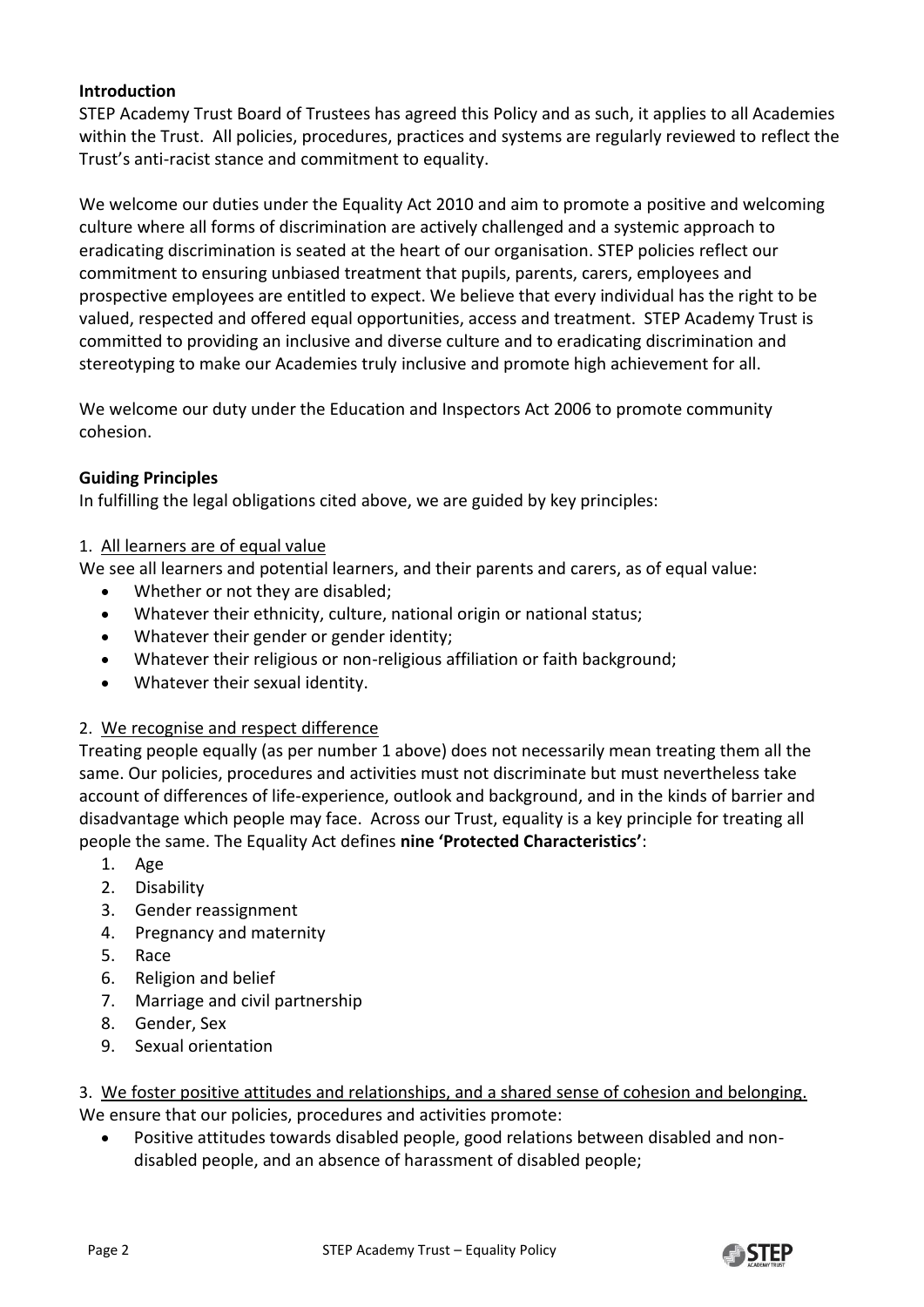**Introduction**

STEP Academy Trust Board of Trustees has agreed this Policy and as such, it applies to all Academies within the Trust. All policies, procedures, practices and systems are regularly reviewed to reflect the Trust's anti-racist stance and commitment to equality.

We welcome our duties under the Equality Act 2010 and aim to promote a positive and welcoming culture where all forms of discrimination are actively challenged and a systemic approach to eradicating discrimination is seated at the heart of our organisation. STEP policies reflect our commitment to ensuring unbiased treatment that pupils, parents, carers, employees and prospective employees are entitled to expect. We believe that every individual has the right to be valued, respected and offered equal opportunities, access and treatment. STEP Academy Trust is committed to providing an inclusive and diverse culture and to eradicating discrimination and stereotyping to make our Academies truly inclusive and promote high achievement for all.

We welcome our duty under the Education and Inspectors Act 2006 to promote community cohesion.

**Guiding Principles**

In fulfilling the legal obligations cited above, we are guided by key principles:

1. <u>All learners are of equal value</u>

We see all learners and potential learners, and their parents and carers, as of equal value:

- Whether or not they are disabled;
- Whatever their ethnicity, culture, national origin or national status;
- Whatever their gender or gender identity;
- Whatever their religious or non-religious affiliation or faith background;
- Whatever their sexual identity.

2. <u>We recognise and respect difference</u>

Treating people equally (as per number 1 above) does not necessarily mean treating them all the same. Our policies, procedures and activities must not discriminate but must nevertheless take account of differences of life-experience, outlook and background, and in the kinds of barrier and disadvantage which people may face. Across our Trust, equality is a key principle for treating all people the same. The Equality Act defines **nine 'Protected Characteristics'**:

1. Age
2. Disability
3. Gender reassignment
4. Pregnancy and maternity
5. Race
6. Religion and belief
7. Marriage and civil partnership
8. Gender, Sex
9. Sexual orientation

3. <u>We foster positive attitudes and relationships, and a shared sense of cohesion and belonging.</u>

We ensure that our policies, procedures and activities promote:

- Positive attitudes towards disabled people, good relations between disabled and non-disabled people, and an absence of harassment of disabled people;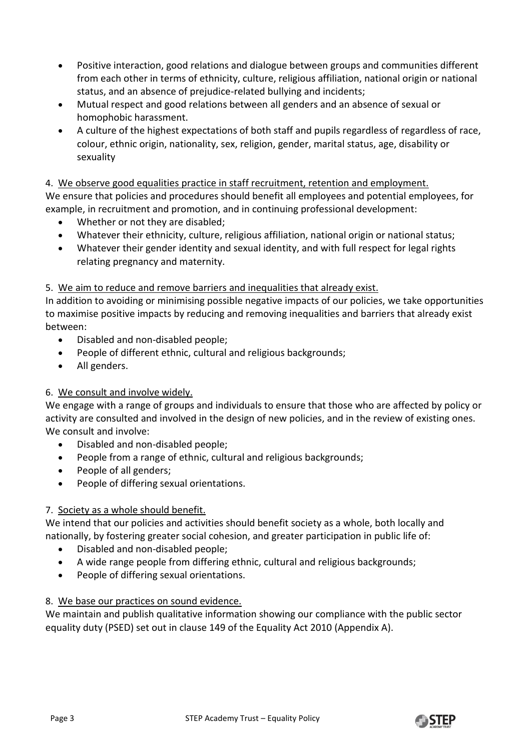- Positive interaction, good relations and dialogue between groups and communities different from each other in terms of ethnicity, culture, religious affiliation, national origin or national status, and an absence of prejudice-related bullying and incidents;
- Mutual respect and good relations between all genders and an absence of sexual or homophobic harassment.
- A culture of the highest expectations of both staff and pupils regardless of regardless of race, colour, ethnic origin, nationality, sex, religion, gender, marital status, age, disability or sexuality

4. <u>We observe good equalities practice in staff recruitment, retention and employment.</u>

We ensure that policies and procedures should benefit all employees and potential employees, for example, in recruitment and promotion, and in continuing professional development:

- Whether or not they are disabled;
- Whatever their ethnicity, culture, religious affiliation, national origin or national status;
- Whatever their gender identity and sexual identity, and with full respect for legal rights relating pregnancy and maternity.

5. <u>We aim to reduce and remove barriers and inequalities that already exist.</u>

In addition to avoiding or minimising possible negative impacts of our policies, we take opportunities to maximise positive impacts by reducing and removing inequalities and barriers that already exist between:

- Disabled and non-disabled people;
- People of different ethnic, cultural and religious backgrounds;
- All genders.

6. <u>We consult and involve widely.</u>

We engage with a range of groups and individuals to ensure that those who are affected by policy or activity are consulted and involved in the design of new policies, and in the review of existing ones. We consult and involve:

- Disabled and non-disabled people;
- People from a range of ethnic, cultural and religious backgrounds;
- People of all genders;
- People of differing sexual orientations.

7. <u>Society as a whole should benefit.</u>

We intend that our policies and activities should benefit society as a whole, both locally and nationally, by fostering greater social cohesion, and greater participation in public life of:

- Disabled and non-disabled people;
- A wide range people from differing ethnic, cultural and religious backgrounds;
- People of differing sexual orientations.

8. <u>We base our practices on sound evidence.</u>

We maintain and publish qualitative information showing our compliance with the public sector equality duty (PSED) set out in clause 149 of the Equality Act 2010 (Appendix A).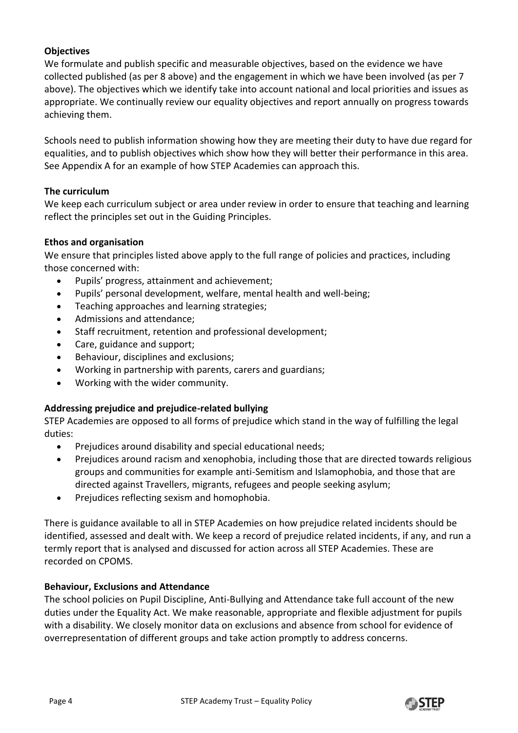**Objectives**

We formulate and publish specific and measurable objectives, based on the evidence we have collected published (as per 8 above) and the engagement in which we have been involved (as per 7 above). The objectives which we identify take into account national and local priorities and issues as appropriate. We continually review our equality objectives and report annually on progress towards achieving them.

Schools need to publish information showing how they are meeting their duty to have due regard for equalities, and to publish objectives which show how they will better their performance in this area. See Appendix A for an example of how STEP Academies can approach this.

**The curriculum**

We keep each curriculum subject or area under review in order to ensure that teaching and learning reflect the principles set out in the Guiding Principles.

**Ethos and organisation**

We ensure that principles listed above apply to the full range of policies and practices, including those concerned with:

- Pupils' progress, attainment and achievement;
- Pupils' personal development, welfare, mental health and well-being;
- Teaching approaches and learning strategies;
- Admissions and attendance;
- Staff recruitment, retention and professional development;
- Care, guidance and support;
- Behaviour, disciplines and exclusions;
- Working in partnership with parents, carers and guardians;
- Working with the wider community.

**Addressing prejudice and prejudice-related bullying**

STEP Academies are opposed to all forms of prejudice which stand in the way of fulfilling the legal duties:

- Prejudices around disability and special educational needs;
- Prejudices around racism and xenophobia, including those that are directed towards religious groups and communities for example anti-Semitism and Islamophobia, and those that are directed against Travellers, migrants, refugees and people seeking asylum;
- Prejudices reflecting sexism and homophobia.

There is guidance available to all in STEP Academies on how prejudice related incidents should be identified, assessed and dealt with. We keep a record of prejudice related incidents, if any, and run a termly report that is analysed and discussed for action across all STEP Academies. These are recorded on CPOMS.

**Behaviour, Exclusions and Attendance**

The school policies on Pupil Discipline, Anti-Bullying and Attendance take full account of the new duties under the Equality Act. We make reasonable, appropriate and flexible adjustment for pupils with a disability. We closely monitor data on exclusions and absence from school for evidence of overrepresentation of different groups and take action promptly to address concerns.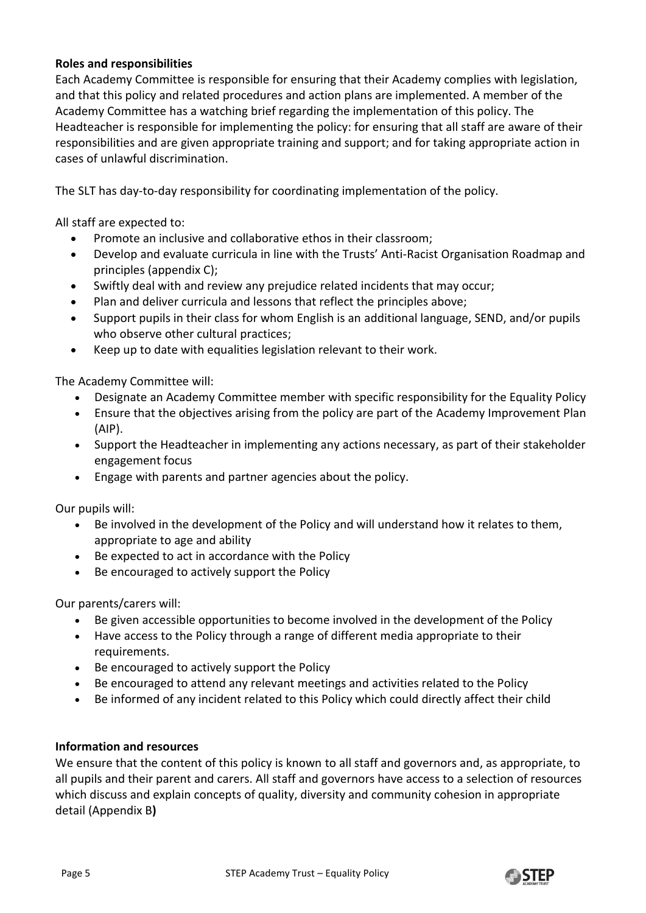**Roles and responsibilities**

Each Academy Committee is responsible for ensuring that their Academy complies with legislation, and that this policy and related procedures and action plans are implemented. A member of the Academy Committee has a watching brief regarding the implementation of this policy. The Headteacher is responsible for implementing the policy: for ensuring that all staff are aware of their responsibilities and are given appropriate training and support; and for taking appropriate action in cases of unlawful discrimination.

The SLT has day-to-day responsibility for coordinating implementation of the policy.

All staff are expected to:

- Promote an inclusive and collaborative ethos in their classroom;
- Develop and evaluate curricula in line with the Trusts' Anti-Racist Organisation Roadmap and principles (appendix C);
- Swiftly deal with and review any prejudice related incidents that may occur;
- Plan and deliver curricula and lessons that reflect the principles above;
- Support pupils in their class for whom English is an additional language, SEND, and/or pupils who observe other cultural practices;
- Keep up to date with equalities legislation relevant to their work.

The Academy Committee will:

- Designate an Academy Committee member with specific responsibility for the Equality Policy
- Ensure that the objectives arising from the policy are part of the Academy Improvement Plan (AIP).
- Support the Headteacher in implementing any actions necessary, as part of their stakeholder engagement focus
- Engage with parents and partner agencies about the policy.

Our pupils will:

- Be involved in the development of the Policy and will understand how it relates to them, appropriate to age and ability
- Be expected to act in accordance with the Policy
- Be encouraged to actively support the Policy

Our parents/carers will:

- Be given accessible opportunities to become involved in the development of the Policy
- Have access to the Policy through a range of different media appropriate to their requirements.
- Be encouraged to actively support the Policy
- Be encouraged to attend any relevant meetings and activities related to the Policy
- Be informed of any incident related to this Policy which could directly affect their child

**Information and resources**

We ensure that the content of this policy is known to all staff and governors and, as appropriate, to all pupils and their parent and carers. All staff and governors have access to a selection of resources which discuss and explain concepts of quality, diversity and community cohesion in appropriate detail (Appendix B**)**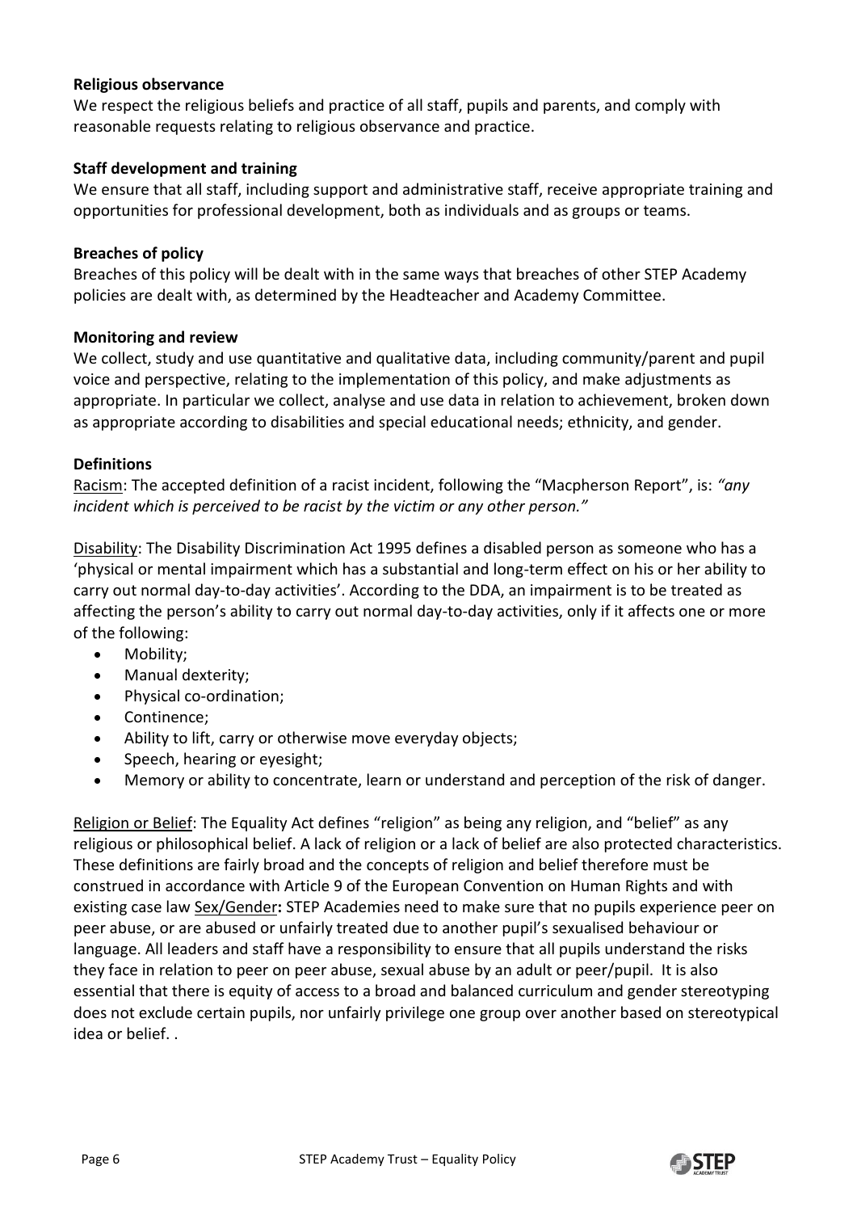**Religious observance**

We respect the religious beliefs and practice of all staff, pupils and parents, and comply with reasonable requests relating to religious observance and practice.

**Staff development and training**

We ensure that all staff, including support and administrative staff, receive appropriate training and opportunities for professional development, both as individuals and as groups or teams.

**Breaches of policy**

Breaches of this policy will be dealt with in the same ways that breaches of other STEP Academy policies are dealt with, as determined by the Headteacher and Academy Committee.

**Monitoring and review**

We collect, study and use quantitative and qualitative data, including community/parent and pupil voice and perspective, relating to the implementation of this policy, and make adjustments as appropriate. In particular we collect, analyse and use data in relation to achievement, broken down as appropriate according to disabilities and special educational needs; ethnicity, and gender.

**Definitions**

<u>Racism</u>: The accepted definition of a racist incident, following the "Macpherson Report", is: *"any incident which is perceived to be racist by the victim or any other person."*

<u>Disability</u>: The Disability Discrimination Act 1995 defines a disabled person as someone who has a 'physical or mental impairment which has a substantial and long-term effect on his or her ability to carry out normal day-to-day activities'. According to the DDA, an impairment is to be treated as affecting the person's ability to carry out normal day-to-day activities, only if it affects one or more of the following:

- Mobility;
- Manual dexterity;
- Physical co-ordination;
- Continence;
- Ability to lift, carry or otherwise move everyday objects;
- Speech, hearing or eyesight;
- Memory or ability to concentrate, learn or understand and perception of the risk of danger.

<u>Religion or Belief</u>: The Equality Act defines "religion" as being any religion, and "belief" as any religious or philosophical belief. A lack of religion or a lack of belief are also protected characteristics. These definitions are fairly broad and the concepts of religion and belief therefore must be construed in accordance with Article 9 of the European Convention on Human Rights and with existing case law <u>Sex/Gender</u>**:** STEP Academies need to make sure that no pupils experience peer on peer abuse, or are abused or unfairly treated due to another pupil's sexualised behaviour or language. All leaders and staff have a responsibility to ensure that all pupils understand the risks they face in relation to peer on peer abuse, sexual abuse by an adult or peer/pupil. It is also essential that there is equity of access to a broad and balanced curriculum and gender stereotyping does not exclude certain pupils, nor unfairly privilege one group over another based on stereotypical idea or belief. .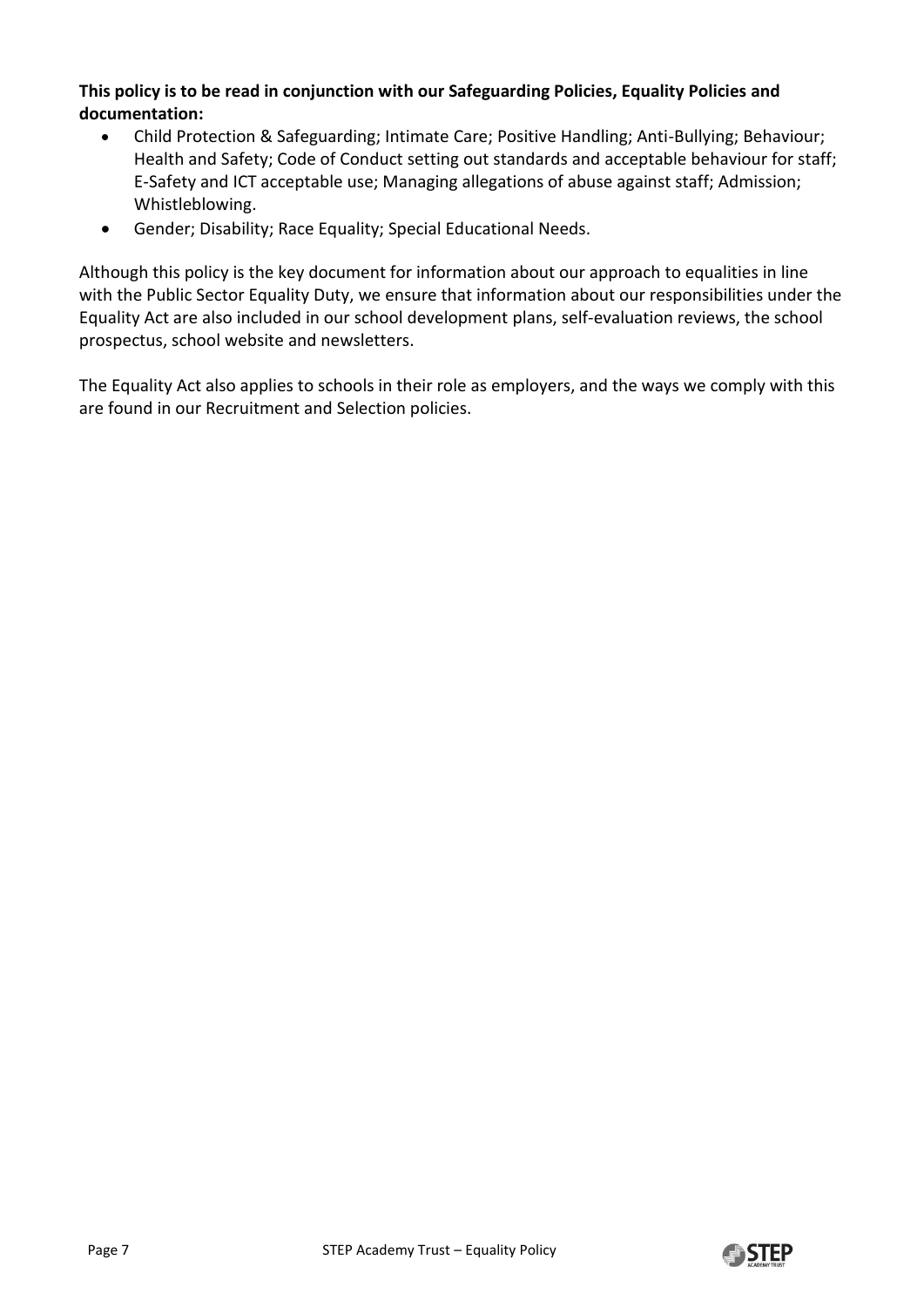**This policy is to be read in conjunction with our Safeguarding Policies, Equality Policies and documentation:**

- Child Protection & Safeguarding; Intimate Care; Positive Handling; Anti-Bullying; Behaviour; Health and Safety; Code of Conduct setting out standards and acceptable behaviour for staff; E-Safety and ICT acceptable use; Managing allegations of abuse against staff; Admission; Whistleblowing.
- Gender; Disability; Race Equality; Special Educational Needs.

Although this policy is the key document for information about our approach to equalities in line with the Public Sector Equality Duty, we ensure that information about our responsibilities under the Equality Act are also included in our school development plans, self-evaluation reviews, the school prospectus, school website and newsletters.

The Equality Act also applies to schools in their role as employers, and the ways we comply with this are found in our Recruitment and Selection policies.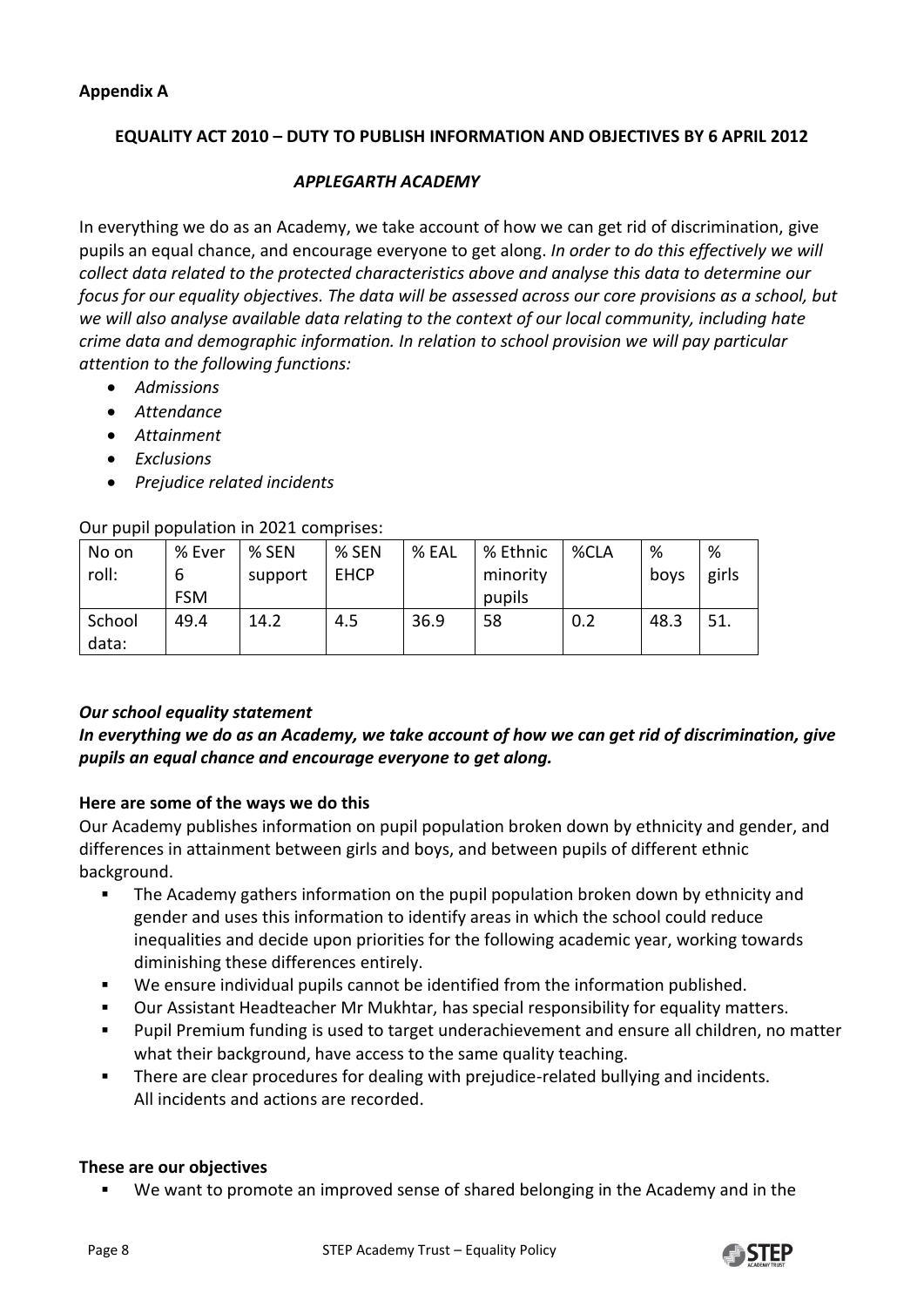**Appendix A**

**EQUALITY ACT 2010 – DUTY TO PUBLISH INFORMATION AND OBJECTIVES BY 6 APRIL 2012**

***APPLEGARTH ACADEMY***

In everything we do as an Academy, we take account of how we can get rid of discrimination, give pupils an equal chance, and encourage everyone to get along. *In order to do this effectively we will collect data related to the protected characteristics above and analyse this data to determine our focus for our equality objectives. The data will be assessed across our core provisions as a school, but we will also analyse available data relating to the context of our local community, including hate crime data and demographic information. In relation to school provision we will pay particular attention to the following functions:*

- *Admissions*
- *Attendance*
- *Attainment*
- *Exclusions*
- *Prejudice related incidents*

Our pupil population in 2021 comprises:

| No on roll: | % Ever 6 FSM | % SEN support | % SEN EHCP | % EAL | % Ethnic minority pupils | %CLA | % boys | % girls |
|---|---|---|---|---|---|---|---|---|
| School data: | 49.4 | 14.2 | 4.5 | 36.9 | 58 | 0.2 | 48.3 | 51. |

***Our school equality statement***

***In everything we do as an Academy, we take account of how we can get rid of discrimination, give pupils an equal chance and encourage everyone to get along.***

**Here are some of the ways we do this**

Our Academy publishes information on pupil population broken down by ethnicity and gender, and differences in attainment between girls and boys, and between pupils of different ethnic background.

- The Academy gathers information on the pupil population broken down by ethnicity and gender and uses this information to identify areas in which the school could reduce inequalities and decide upon priorities for the following academic year, working towards diminishing these differences entirely.
- We ensure individual pupils cannot be identified from the information published.
- Our Assistant Headteacher Mr Mukhtar, has special responsibility for equality matters.
- Pupil Premium funding is used to target underachievement and ensure all children, no matter what their background, have access to the same quality teaching.
- There are clear procedures for dealing with prejudice-related bullying and incidents. All incidents and actions are recorded.

**These are our objectives**

- We want to promote an improved sense of shared belonging in the Academy and in the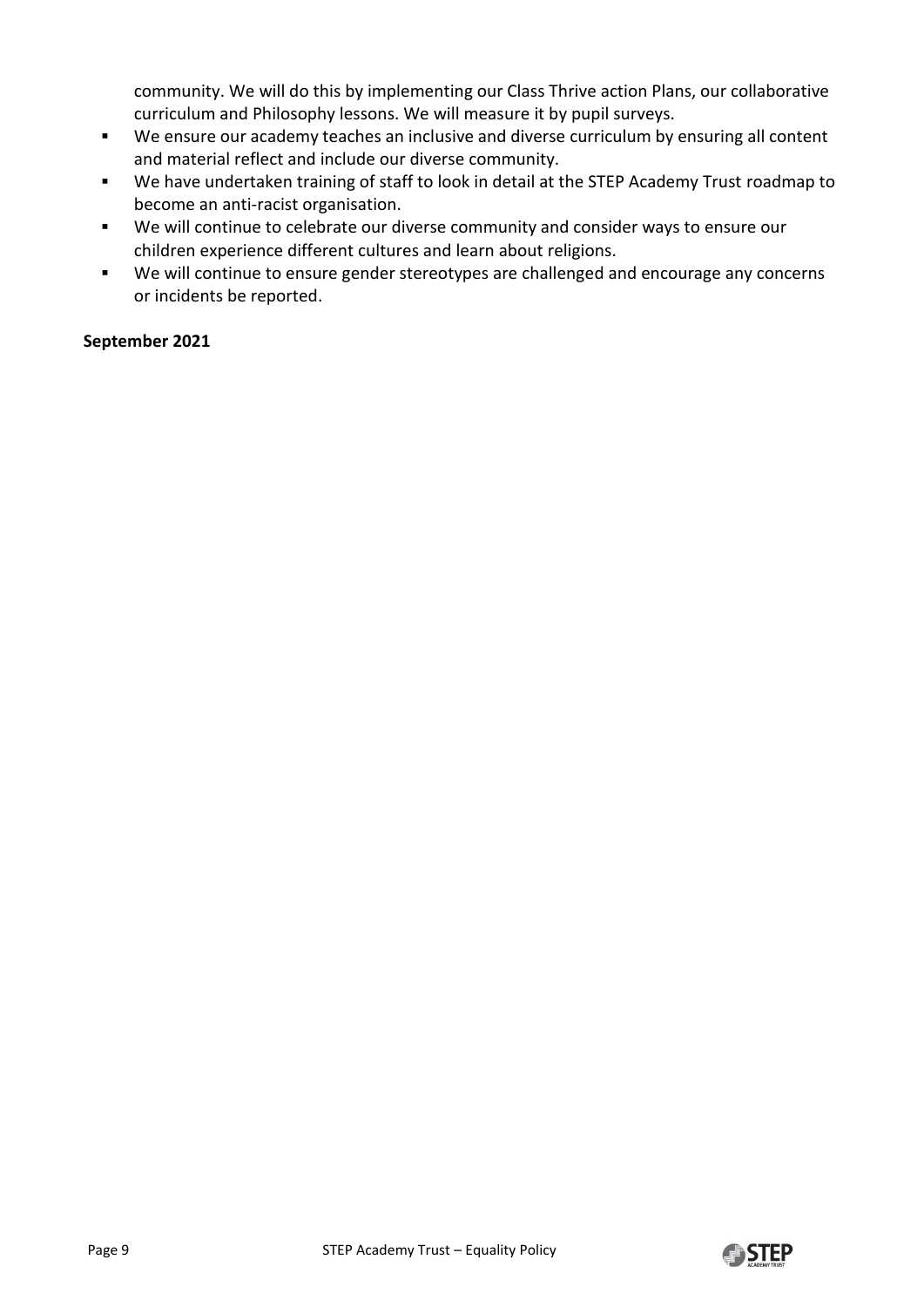community. We will do this by implementing our Class Thrive action Plans, our collaborative curriculum and Philosophy lessons. We will measure it by pupil surveys.

- We ensure our academy teaches an inclusive and diverse curriculum by ensuring all content and material reflect and include our diverse community.
- We have undertaken training of staff to look in detail at the STEP Academy Trust roadmap to become an anti-racist organisation.
- We will continue to celebrate our diverse community and consider ways to ensure our children experience different cultures and learn about religions.
- We will continue to ensure gender stereotypes are challenged and encourage any concerns or incidents be reported.

**September 2021**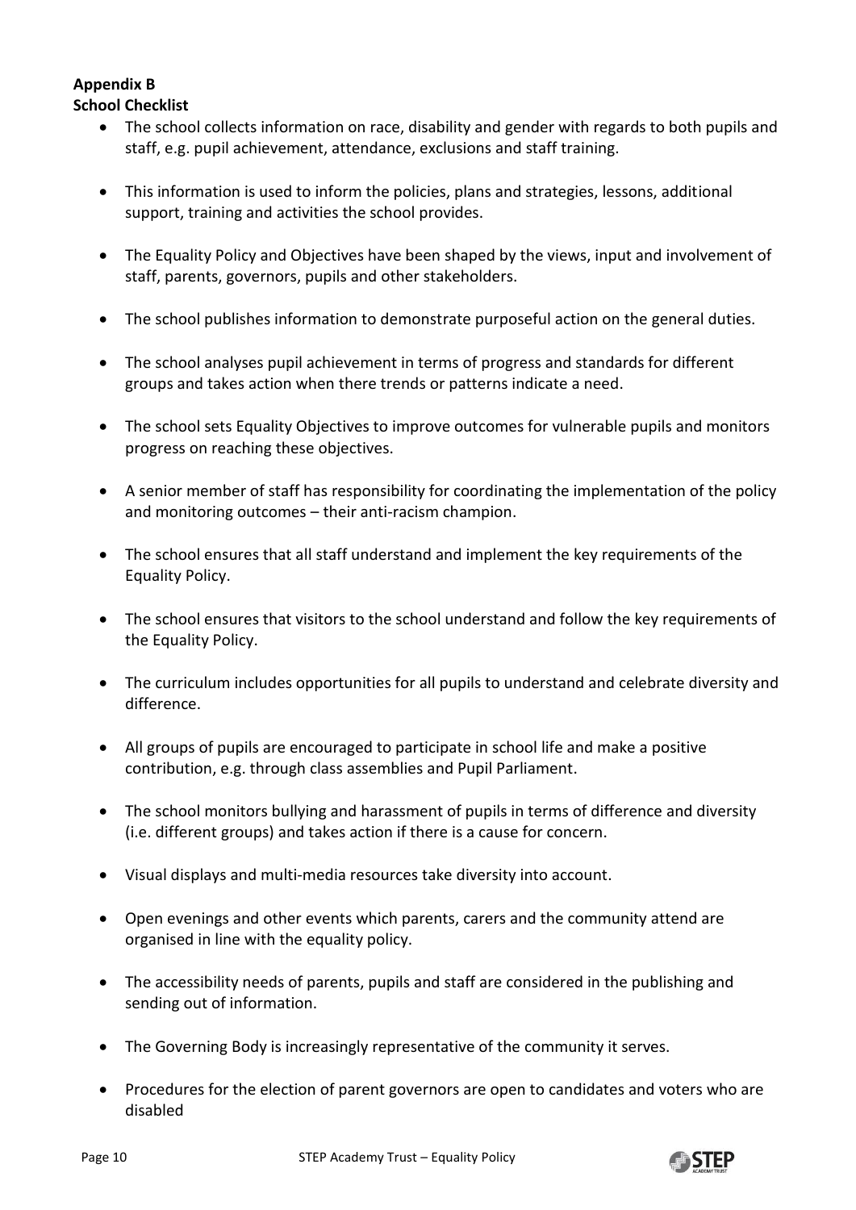**Appendix B**

**School Checklist**

- The school collects information on race, disability and gender with regards to both pupils and staff, e.g. pupil achievement, attendance, exclusions and staff training.
- This information is used to inform the policies, plans and strategies, lessons, additional support, training and activities the school provides.
- The Equality Policy and Objectives have been shaped by the views, input and involvement of staff, parents, governors, pupils and other stakeholders.
- The school publishes information to demonstrate purposeful action on the general duties.
- The school analyses pupil achievement in terms of progress and standards for different groups and takes action when there trends or patterns indicate a need.
- The school sets Equality Objectives to improve outcomes for vulnerable pupils and monitors progress on reaching these objectives.
- A senior member of staff has responsibility for coordinating the implementation of the policy and monitoring outcomes – their anti-racism champion.
- The school ensures that all staff understand and implement the key requirements of the Equality Policy.
- The school ensures that visitors to the school understand and follow the key requirements of the Equality Policy.
- The curriculum includes opportunities for all pupils to understand and celebrate diversity and difference.
- All groups of pupils are encouraged to participate in school life and make a positive contribution, e.g. through class assemblies and Pupil Parliament.
- The school monitors bullying and harassment of pupils in terms of difference and diversity (i.e. different groups) and takes action if there is a cause for concern.
- Visual displays and multi-media resources take diversity into account.
- Open evenings and other events which parents, carers and the community attend are organised in line with the equality policy.
- The accessibility needs of parents, pupils and staff are considered in the publishing and sending out of information.
- The Governing Body is increasingly representative of the community it serves.
- Procedures for the election of parent governors are open to candidates and voters who are disabled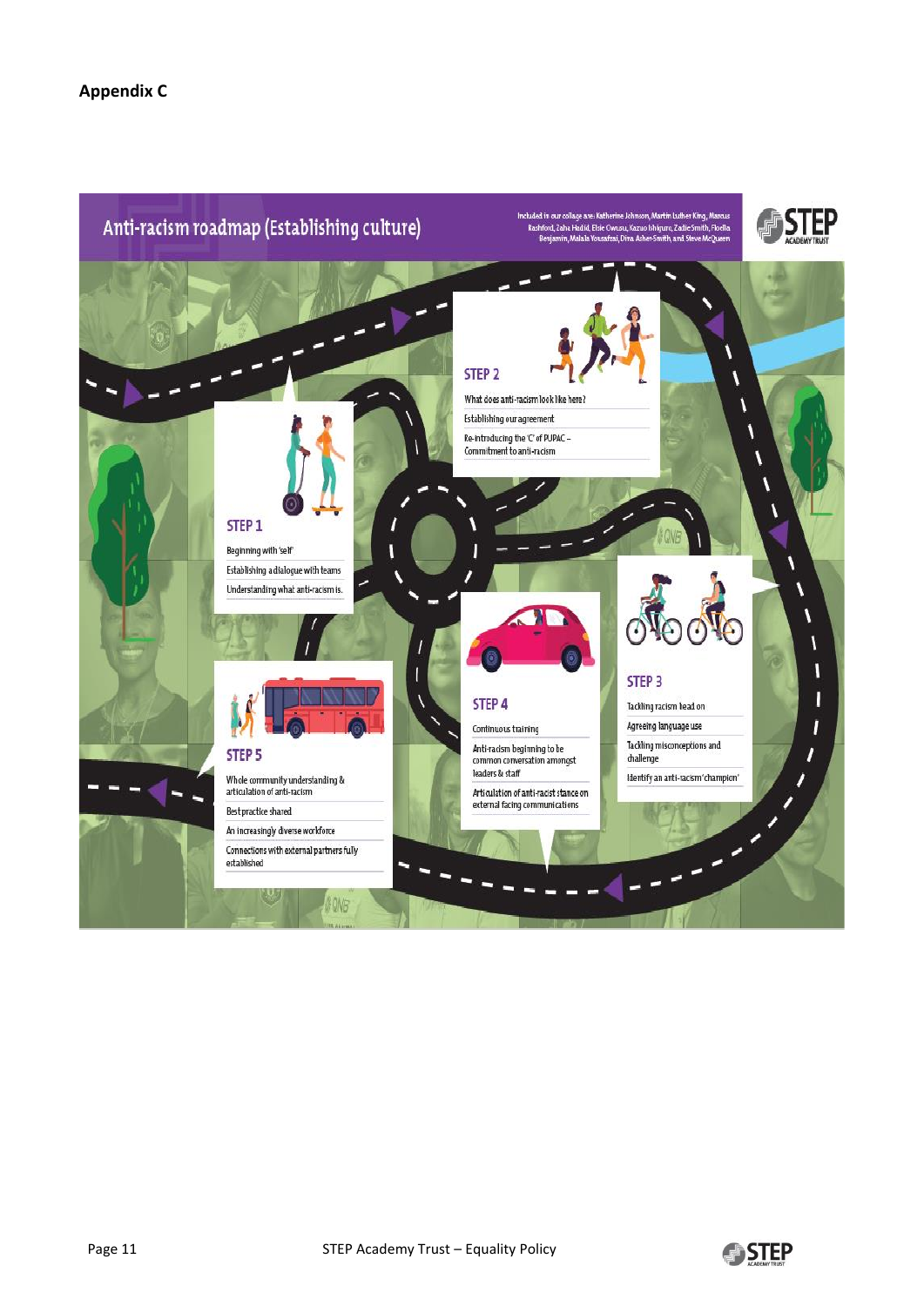**Appendix C**

## Anti-racism roadmap (Establishing culture)

Included in our collage are: Katherine Johnson, Martin Luther King, Marcus Rashford, Zaha Hadid, Elsie Owusu, Kazuo Ishiguro, Zadie Smith, Floella Benjamin, Malala Yousafzai, Dina Asher-Smith, and Steve McQueen

STEP ACADEMY TRUST

### STEP 1

- Beginning with 'self'
- Establishing a dialogue with teams
- Understanding what anti-racism is.

### STEP 2

- What does anti-racism look like here?
- Establishing our agreement
- Re-introducing the 'C' of PUPAC – Commitment to anti-racism

### STEP 3

- Tackling racism head on
- Agreeing language use
- Tackling misconceptions and challenge
- Identify an anti-racism 'champion'

### STEP 4

- Continuous training
- Anti-racism beginning to be common conversation amongst leaders & staff
- Articulation of anti-racist stance on external facing communications

### STEP 5

- Whole community understanding & articulation of anti-racism
- Best practice shared
- An increasingly diverse workforce
- Connections with external partners fully established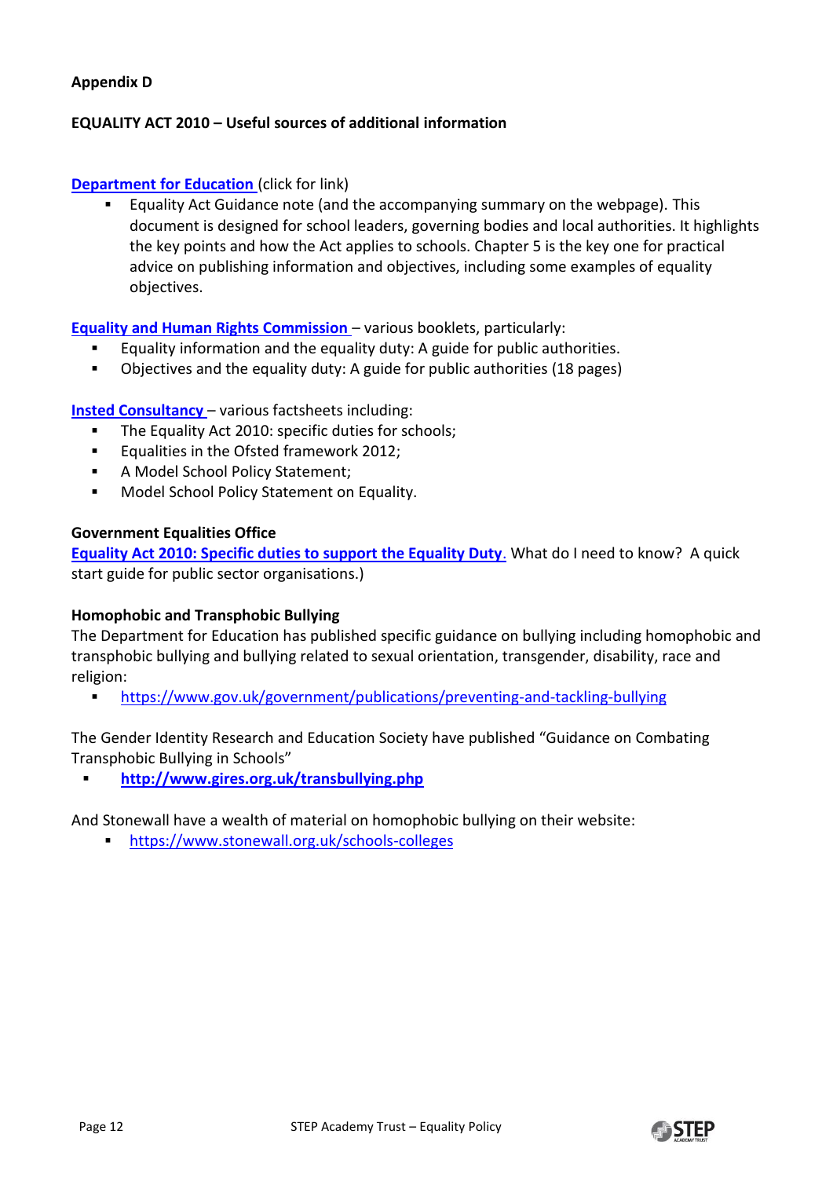**Appendix D**

**EQUALITY ACT 2010 – Useful sources of additional information**

**Department for Education** (click for link)

- Equality Act Guidance note (and the accompanying summary on the webpage). This document is designed for school leaders, governing bodies and local authorities. It highlights the key points and how the Act applies to schools. Chapter 5 is the key one for practical advice on publishing information and objectives, including some examples of equality objectives.

**Equality and Human Rights Commission** – various booklets, particularly:

- Equality information and the equality duty: A guide for public authorities.
- Objectives and the equality duty: A guide for public authorities (18 pages)

**Insted Consultancy** – various factsheets including:

- The Equality Act 2010: specific duties for schools;
- Equalities in the Ofsted framework 2012;
- A Model School Policy Statement;
- Model School Policy Statement on Equality.

**Government Equalities Office**

**Equality Act 2010: Specific duties to support the Equality Duty**. What do I need to know? A quick start guide for public sector organisations.)

**Homophobic and Transphobic Bullying**

The Department for Education has published specific guidance on bullying including homophobic and transphobic bullying and bullying related to sexual orientation, transgender, disability, race and religion:

- https://www.gov.uk/government/publications/preventing-and-tackling-bullying

The Gender Identity Research and Education Society have published "Guidance on Combating Transphobic Bullying in Schools"

- **http://www.gires.org.uk/transbullying.php**

And Stonewall have a wealth of material on homophobic bullying on their website:

- https://www.stonewall.org.uk/schools-colleges